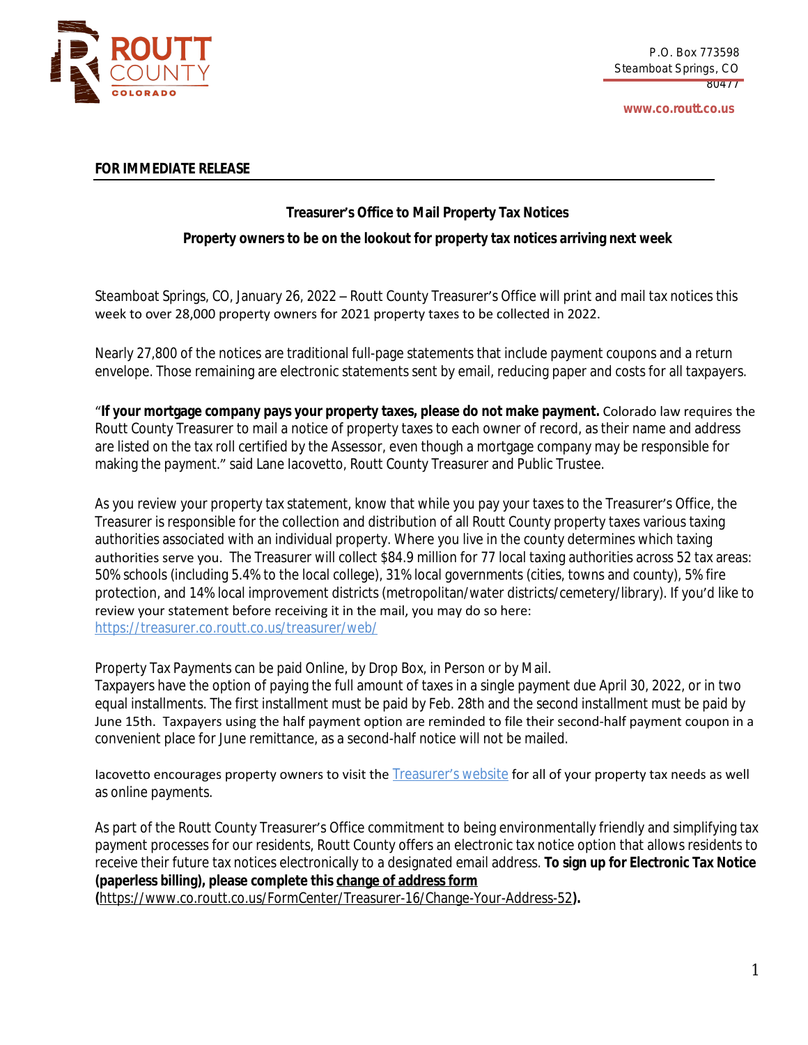ROUTT COUNTY COLORADO

P.O. Box 773598
Steamboat Springs, CO
80477

www.co.routt.co.us

**FOR IMMEDIATE RELEASE**

**Treasurer's Office to Mail Property Tax Notices**

**Property owners to be on the lookout for property tax notices arriving next week**

Steamboat Springs, CO, January 26, 2022 – Routt County Treasurer's Office will print and mail tax notices this week to over 28,000 property owners for 2021 property taxes to be collected in 2022.

Nearly 27,800 of the notices are traditional full-page statements that include payment coupons and a return envelope. Those remaining are electronic statements sent by email, reducing paper and costs for all taxpayers.

"**If your mortgage company pays your property taxes, please do not make payment.** Colorado law requires the Routt County Treasurer to mail a notice of property taxes to each owner of record, as their name and address are listed on the tax roll certified by the Assessor, even though a mortgage company may be responsible for making the payment." said Lane Iacovetto, Routt County Treasurer and Public Trustee.

As you review your property tax statement, know that while you pay your taxes to the Treasurer's Office, the Treasurer is responsible for the collection and distribution of all Routt County property taxes various taxing authorities associated with an individual property. Where you live in the county determines which taxing authorities serve you. The Treasurer will collect $84.9 million for 77 local taxing authorities across 52 tax areas: 50% schools (including 5.4% to the local college), 31% local governments (cities, towns and county), 5% fire protection, and 14% local improvement districts (metropolitan/water districts/cemetery/library). If you'd like to review your statement before receiving it in the mail, you may do so here: https://treasurer.co.routt.co.us/treasurer/web/

Property Tax Payments can be paid Online, by Drop Box, in Person or by Mail.
Taxpayers have the option of paying the full amount of taxes in a single payment due April 30, 2022, or in two equal installments. The first installment must be paid by Feb. 28th and the second installment must be paid by June 15th. Taxpayers using the half payment option are reminded to file their second-half payment coupon in a convenient place for June remittance, as a second-half notice will not be mailed.

Iacovetto encourages property owners to visit the Treasurer's website for all of your property tax needs as well as online payments.

As part of the Routt County Treasurer's Office commitment to being environmentally friendly and simplifying tax payment processes for our residents, Routt County offers an electronic tax notice option that allows residents to receive their future tax notices electronically to a designated email address. **To sign up for Electronic Tax Notice (paperless billing), please complete this change of address form (**https://www.co.routt.co.us/FormCenter/Treasurer-16/Change-Your-Address-52**).**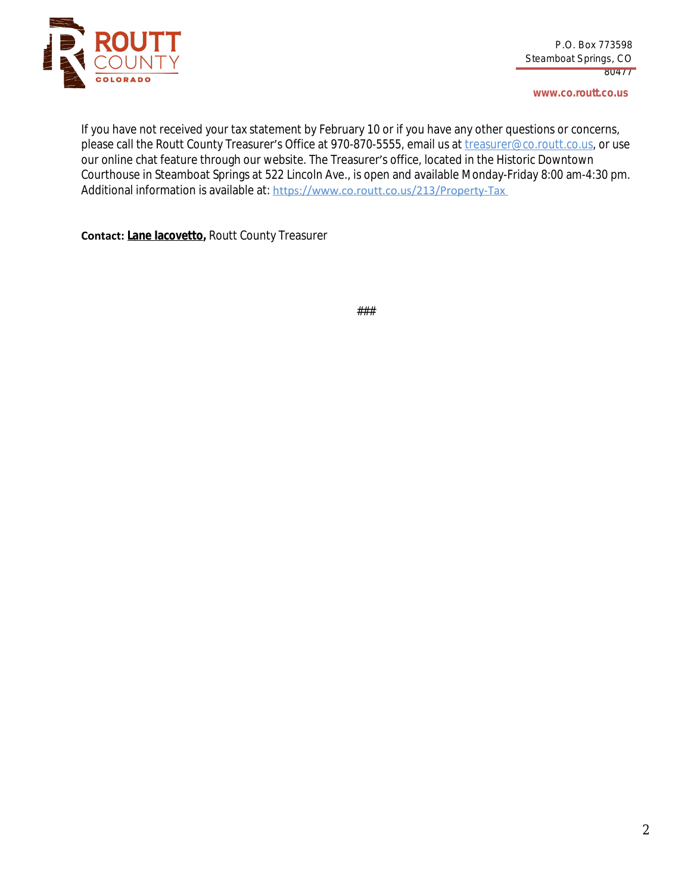If you have not received your tax statement by February 10 or if you have any other questions or concerns, please call the Routt County Treasurer's Office at 970-870-5555, email us at treasurer@co.routt.co.us, or use our online chat feature through our website. The Treasurer's office, located in the Historic Downtown Courthouse in Steamboat Springs at 522 Lincoln Ave., is open and available Monday-Friday 8:00 am-4:30 pm. Additional information is available at: https://www.co.routt.co.us/213/Property-Tax

**Contact:** **Lane Iacovetto,** Routt County Treasurer

###